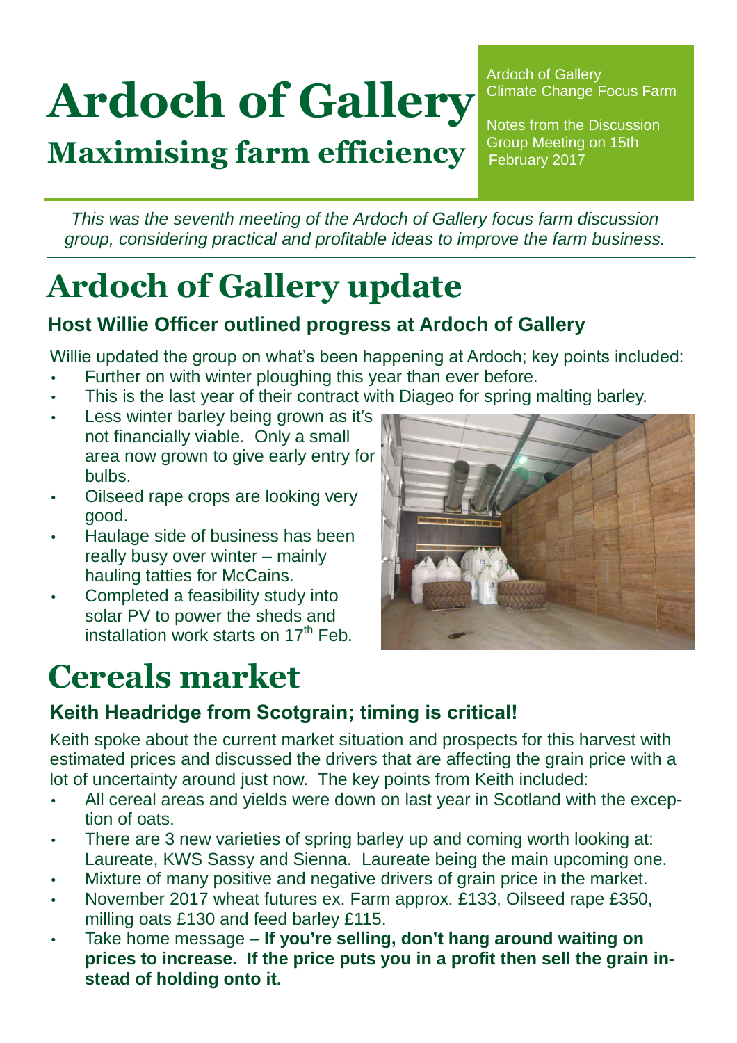# Ardoch of Gallery

## Maximising farm efficiency

Ardoch of Gallery
Climate Change Focus Farm

Notes from the Discussion Group Meeting on 15th February 2017

*This was the seventh meeting of the Ardoch of Gallery focus farm discussion group, considering practical and profitable ideas to improve the farm business.*

# Ardoch of Gallery update

### Host Willie Officer outlined progress at Ardoch of Gallery

Willie updated the group on what's been happening at Ardoch; key points included:

- Further on with winter ploughing this year than ever before.
- This is the last year of their contract with Diageo for spring malting barley.
- Less winter barley being grown as it's not financially viable. Only a small area now grown to give early entry for bulbs.
- Oilseed rape crops are looking very good.
- Haulage side of business has been really busy over winter – mainly hauling tatties for McCains.
- Completed a feasibility study into solar PV to power the sheds and installation work starts on 17th Feb.

# Cereals market

### Keith Headridge from Scotgrain; timing is critical!

Keith spoke about the current market situation and prospects for this harvest with estimated prices and discussed the drivers that are affecting the grain price with a lot of uncertainty around just now. The key points from Keith included:

- All cereal areas and yields were down on last year in Scotland with the exception of oats.
- There are 3 new varieties of spring barley up and coming worth looking at: Laureate, KWS Sassy and Sienna. Laureate being the main upcoming one.
- Mixture of many positive and negative drivers of grain price in the market.
- November 2017 wheat futures ex. Farm approx. £133, Oilseed rape £350, milling oats £130 and feed barley £115.
- Take home message – **If you're selling, don't hang around waiting on prices to increase. If the price puts you in a profit then sell the grain instead of holding onto it.**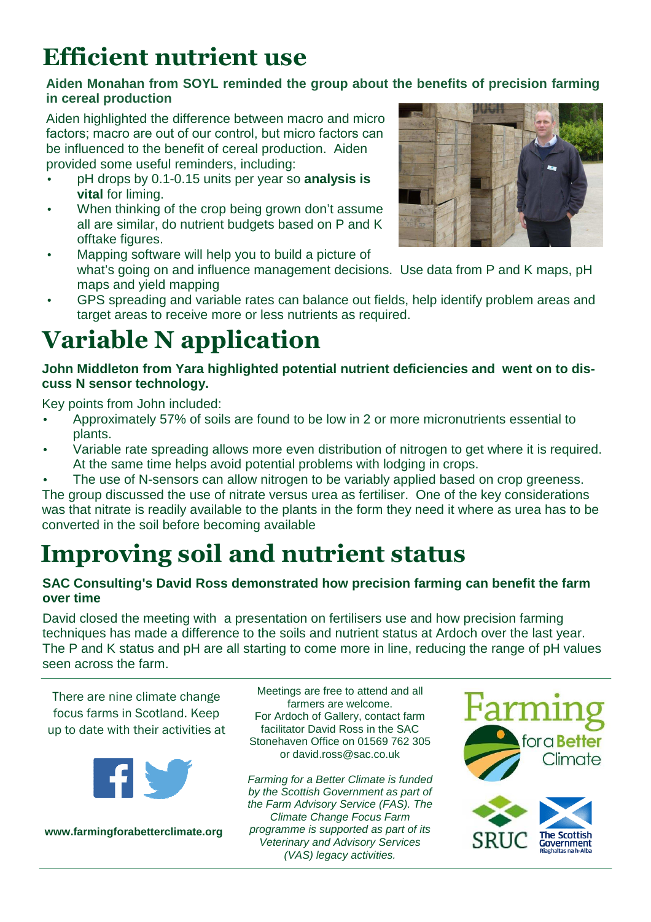# Efficient nutrient use

**Aiden Monahan from SOYL reminded the group about the benefits of precision farming in cereal production**

Aiden highlighted the difference between macro and micro factors; macro are out of our control, but micro factors can be influenced to the benefit of cereal production. Aiden provided some useful reminders, including:

- pH drops by 0.1-0.15 units per year so **analysis is vital** for liming.
- When thinking of the crop being grown don't assume all are similar, do nutrient budgets based on P and K offtake figures.
- Mapping software will help you to build a picture of what's going on and influence management decisions. Use data from P and K maps, pH maps and yield mapping
- GPS spreading and variable rates can balance out fields, help identify problem areas and target areas to receive more or less nutrients as required.

# Variable N application

**John Middleton from Yara highlighted potential nutrient deficiencies and went on to discuss N sensor technology.**

Key points from John included:

- Approximately 57% of soils are found to be low in 2 or more micronutrients essential to plants.
- Variable rate spreading allows more even distribution of nitrogen to get where it is required. At the same time helps avoid potential problems with lodging in crops.
- The use of N-sensors can allow nitrogen to be variably applied based on crop greeness.

The group discussed the use of nitrate versus urea as fertiliser. One of the key considerations was that nitrate is readily available to the plants in the form they need it where as urea has to be converted in the soil before becoming available

# Improving soil and nutrient status

**SAC Consulting's David Ross demonstrated how precision farming can benefit the farm over time**

David closed the meeting with a presentation on fertilisers use and how precision farming techniques has made a difference to the soils and nutrient status at Ardoch over the last year. The P and K status and pH are all starting to come more in line, reducing the range of pH values seen across the farm.

---

There are nine climate change focus farms in Scotland. Keep up to date with their activities at

**www.farmingforabetterclimate.org**

Meetings are free to attend and all farmers are welcome.
For Ardoch of Gallery, contact farm facilitator David Ross in the SAC Stonehaven Office on 01569 762 305 or david.ross@sac.co.uk

*Farming for a Better Climate is funded by the Scottish Government as part of the Farm Advisory Service (FAS). The Climate Change Focus Farm programme is supported as part of its Veterinary and Advisory Services (VAS) legacy activities.*

Farming for a Better Climate

SRUC

The Scottish Government
Riaghaltas na h-Alba